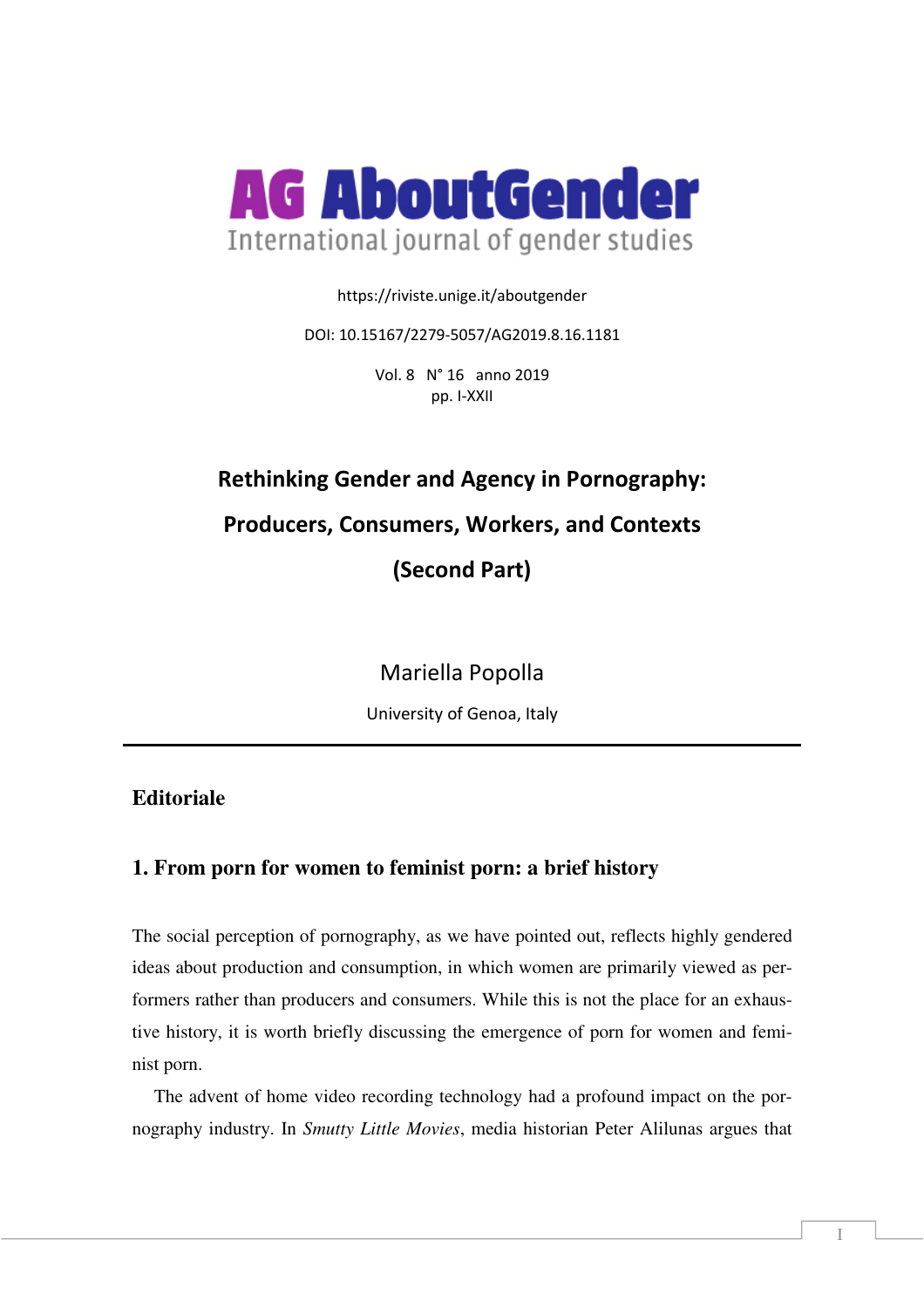# AG AboutGender

International journal of gender studies

https://riviste.unige.it/aboutgender

DOI: 10.15167/2279-5057/AG2019.8.16.1181

Vol. 8 N° 16 anno 2019
pp. I-XXII

# Rethinking Gender and Agency in Pornography: Producers, Consumers, Workers, and Contexts (Second Part)

Mariella Popolla

University of Genoa, Italy

---

## Editoriale

### 1. From porn for women to feminist porn: a brief history

The social perception of pornography, as we have pointed out, reflects highly gendered ideas about production and consumption, in which women are primarily viewed as performers rather than producers and consumers. While this is not the place for an exhaustive history, it is worth briefly discussing the emergence of porn for women and feminist porn.

The advent of home video recording technology had a profound impact on the pornography industry. In *Smutty Little Movies*, media historian Peter Alilunas argues that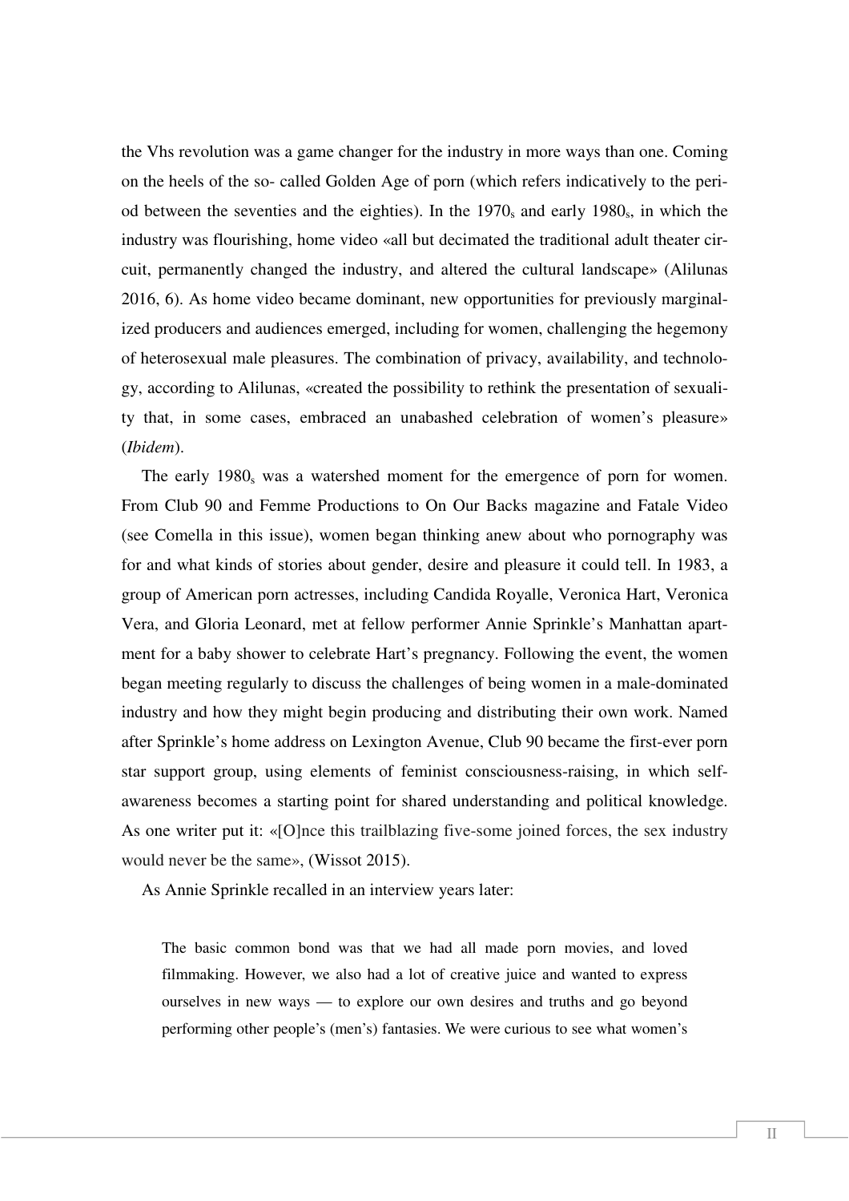the Vhs revolution was a game changer for the industry in more ways than one. Coming on the heels of the so- called Golden Age of porn (which refers indicatively to the period between the seventies and the eighties). In the 1970s and early 1980s, in which the industry was flourishing, home video «all but decimated the traditional adult theater circuit, permanently changed the industry, and altered the cultural landscape» (Alilunas 2016, 6). As home video became dominant, new opportunities for previously marginalized producers and audiences emerged, including for women, challenging the hegemony of heterosexual male pleasures. The combination of privacy, availability, and technology, according to Alilunas, «created the possibility to rethink the presentation of sexuality that, in some cases, embraced an unabashed celebration of women's pleasure» (*Ibidem*).

The early 1980s was a watershed moment for the emergence of porn for women. From Club 90 and Femme Productions to On Our Backs magazine and Fatale Video (see Comella in this issue), women began thinking anew about who pornography was for and what kinds of stories about gender, desire and pleasure it could tell. In 1983, a group of American porn actresses, including Candida Royalle, Veronica Hart, Veronica Vera, and Gloria Leonard, met at fellow performer Annie Sprinkle's Manhattan apartment for a baby shower to celebrate Hart's pregnancy. Following the event, the women began meeting regularly to discuss the challenges of being women in a male-dominated industry and how they might begin producing and distributing their own work. Named after Sprinkle's home address on Lexington Avenue, Club 90 became the first-ever porn star support group, using elements of feminist consciousness-raising, in which self-awareness becomes a starting point for shared understanding and political knowledge. As one writer put it: «[O]nce this trailblazing five-some joined forces, the sex industry would never be the same», (Wissot 2015).

As Annie Sprinkle recalled in an interview years later:

> The basic common bond was that we had all made porn movies, and loved filmmaking. However, we also had a lot of creative juice and wanted to express ourselves in new ways — to explore our own desires and truths and go beyond performing other people's (men's) fantasies. We were curious to see what women's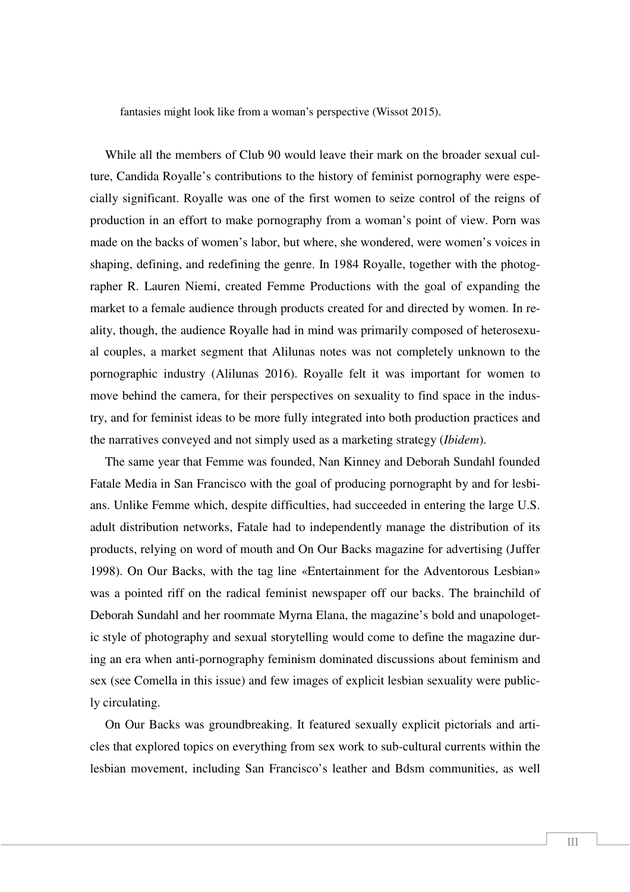fantasies might look like from a woman's perspective (Wissot 2015).

While all the members of Club 90 would leave their mark on the broader sexual culture, Candida Royalle's contributions to the history of feminist pornography were especially significant. Royalle was one of the first women to seize control of the reigns of production in an effort to make pornography from a woman's point of view. Porn was made on the backs of women's labor, but where, she wondered, were women's voices in shaping, defining, and redefining the genre. In 1984 Royalle, together with the photographer R. Lauren Niemi, created Femme Productions with the goal of expanding the market to a female audience through products created for and directed by women. In reality, though, the audience Royalle had in mind was primarily composed of heterosexual couples, a market segment that Alilunas notes was not completely unknown to the pornographic industry (Alilunas 2016). Royalle felt it was important for women to move behind the camera, for their perspectives on sexuality to find space in the industry, and for feminist ideas to be more fully integrated into both production practices and the narratives conveyed and not simply used as a marketing strategy (*Ibidem*).

The same year that Femme was founded, Nan Kinney and Deborah Sundahl founded Fatale Media in San Francisco with the goal of producing pornographt by and for lesbians. Unlike Femme which, despite difficulties, had succeeded in entering the large U.S. adult distribution networks, Fatale had to independently manage the distribution of its products, relying on word of mouth and On Our Backs magazine for advertising (Juffer 1998). On Our Backs, with the tag line «Entertainment for the Adventorous Lesbian» was a pointed riff on the radical feminist newspaper off our backs. The brainchild of Deborah Sundahl and her roommate Myrna Elana, the magazine's bold and unapologetic style of photography and sexual storytelling would come to define the magazine during an era when anti-pornography feminism dominated discussions about feminism and sex (see Comella in this issue) and few images of explicit lesbian sexuality were publicly circulating.

On Our Backs was groundbreaking. It featured sexually explicit pictorials and articles that explored topics on everything from sex work to sub-cultural currents within the lesbian movement, including San Francisco's leather and Bdsm communities, as well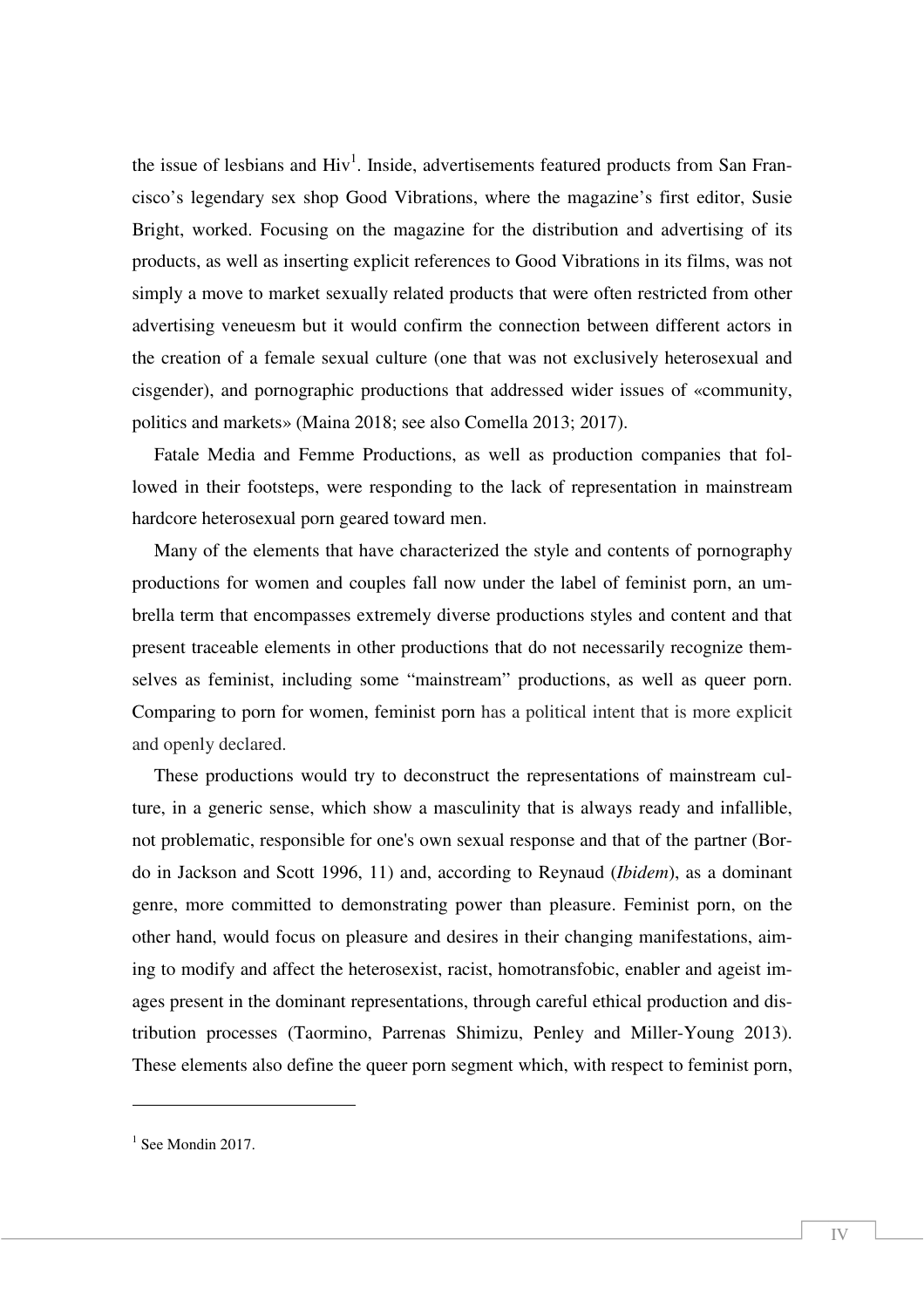the issue of lesbians and Hiv[1]. Inside, advertisements featured products from San Francisco's legendary sex shop Good Vibrations, where the magazine's first editor, Susie Bright, worked. Focusing on the magazine for the distribution and advertising of its products, as well as inserting explicit references to Good Vibrations in its films, was not simply a move to market sexually related products that were often restricted from other advertising veneuesm but it would confirm the connection between different actors in the creation of a female sexual culture (one that was not exclusively heterosexual and cisgender), and pornographic productions that addressed wider issues of «community, politics and markets» (Maina 2018; see also Comella 2013; 2017).

Fatale Media and Femme Productions, as well as production companies that followed in their footsteps, were responding to the lack of representation in mainstream hardcore heterosexual porn geared toward men.

Many of the elements that have characterized the style and contents of pornography productions for women and couples fall now under the label of feminist porn, an umbrella term that encompasses extremely diverse productions styles and content and that present traceable elements in other productions that do not necessarily recognize themselves as feminist, including some "mainstream" productions, as well as queer porn. Comparing to porn for women, feminist porn has a political intent that is more explicit and openly declared.

These productions would try to deconstruct the representations of mainstream culture, in a generic sense, which show a masculinity that is always ready and infallible, not problematic, responsible for one's own sexual response and that of the partner (Bordo in Jackson and Scott 1996, 11) and, according to Reynaud (*Ibidem*), as a dominant genre, more committed to demonstrating power than pleasure. Feminist porn, on the other hand, would focus on pleasure and desires in their changing manifestations, aiming to modify and affect the heterosexist, racist, homotransfobic, enabler and ageist images present in the dominant representations, through careful ethical production and distribution processes (Taormino, Parrenas Shimizu, Penley and Miller-Young 2013). These elements also define the queer porn segment which, with respect to feminist porn,

---

[1] See Mondin 2017.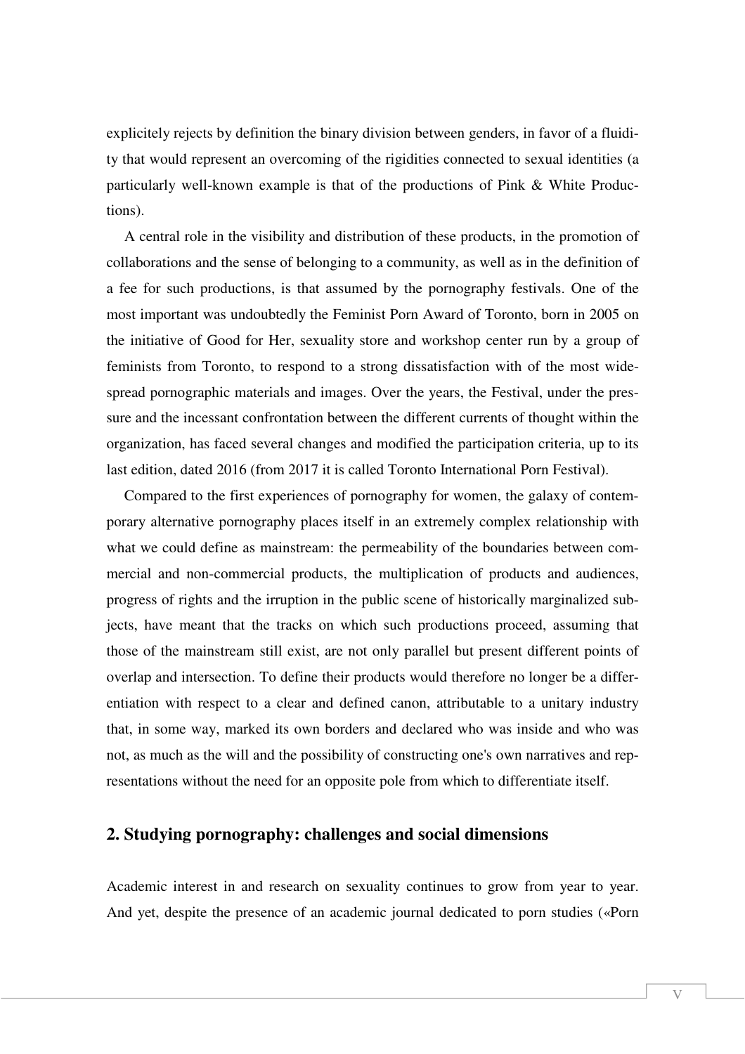explicitely rejects by definition the binary division between genders, in favor of a fluidity that would represent an overcoming of the rigidities connected to sexual identities (a particularly well-known example is that of the productions of Pink & White Productions).

A central role in the visibility and distribution of these products, in the promotion of collaborations and the sense of belonging to a community, as well as in the definition of a fee for such productions, is that assumed by the pornography festivals. One of the most important was undoubtedly the Feminist Porn Award of Toronto, born in 2005 on the initiative of Good for Her, sexuality store and workshop center run by a group of feminists from Toronto, to respond to a strong dissatisfaction with of the most widespread pornographic materials and images. Over the years, the Festival, under the pressure and the incessant confrontation between the different currents of thought within the organization, has faced several changes and modified the participation criteria, up to its last edition, dated 2016 (from 2017 it is called Toronto International Porn Festival).

Compared to the first experiences of pornography for women, the galaxy of contemporary alternative pornography places itself in an extremely complex relationship with what we could define as mainstream: the permeability of the boundaries between commercial and non-commercial products, the multiplication of products and audiences, progress of rights and the irruption in the public scene of historically marginalized subjects, have meant that the tracks on which such productions proceed, assuming that those of the mainstream still exist, are not only parallel but present different points of overlap and intersection. To define their products would therefore no longer be a differentiation with respect to a clear and defined canon, attributable to a unitary industry that, in some way, marked its own borders and declared who was inside and who was not, as much as the will and the possibility of constructing one's own narratives and representations without the need for an opposite pole from which to differentiate itself.

## 2. Studying pornography: challenges and social dimensions

Academic interest in and research on sexuality continues to grow from year to year. And yet, despite the presence of an academic journal dedicated to porn studies («Porn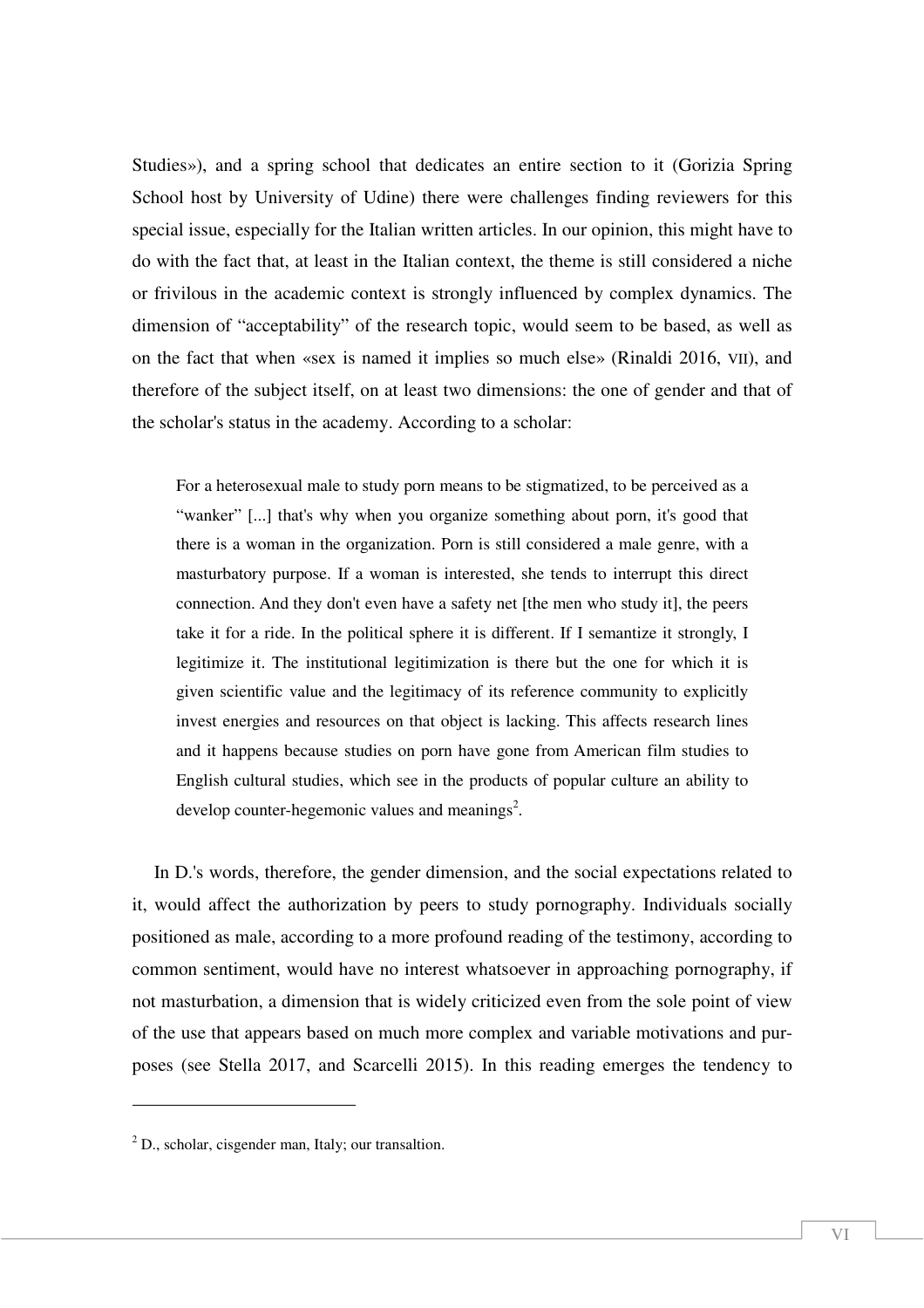Studies»), and a spring school that dedicates an entire section to it (Gorizia Spring School host by University of Udine) there were challenges finding reviewers for this special issue, especially for the Italian written articles. In our opinion, this might have to do with the fact that, at least in the Italian context, the theme is still considered a niche or frivilous in the academic context is strongly influenced by complex dynamics. The dimension of "acceptability" of the research topic, would seem to be based, as well as on the fact that when «sex is named it implies so much else» (Rinaldi 2016, VII), and therefore of the subject itself, on at least two dimensions: the one of gender and that of the scholar's status in the academy. According to a scholar:

> For a heterosexual male to study porn means to be stigmatized, to be perceived as a "wanker" [...] that's why when you organize something about porn, it's good that there is a woman in the organization. Porn is still considered a male genre, with a masturbatory purpose. If a woman is interested, she tends to interrupt this direct connection. And they don't even have a safety net [the men who study it], the peers take it for a ride. In the political sphere it is different. If I semantize it strongly, I legitimize it. The institutional legitimization is there but the one for which it is given scientific value and the legitimacy of its reference community to explicitly invest energies and resources on that object is lacking. This affects research lines and it happens because studies on porn have gone from American film studies to English cultural studies, which see in the products of popular culture an ability to develop counter-hegemonic values and meanings[2].

In D.'s words, therefore, the gender dimension, and the social expectations related to it, would affect the authorization by peers to study pornography. Individuals socially positioned as male, according to a more profound reading of the testimony, according to common sentiment, would have no interest whatsoever in approaching pornography, if not masturbation, a dimension that is widely criticized even from the sole point of view of the use that appears based on much more complex and variable motivations and purposes (see Stella 2017, and Scarcelli 2015). In this reading emerges the tendency to

---

[2] D., scholar, cisgender man, Italy; our transaltion.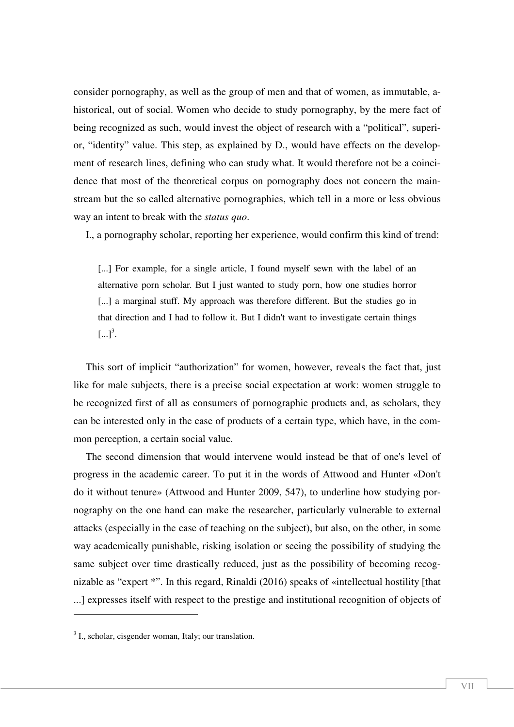consider pornography, as well as the group of men and that of women, as immutable, a-historical, out of social. Women who decide to study pornography, by the mere fact of being recognized as such, would invest the object of research with a “political”, superior, “identity” value. This step, as explained by D., would have effects on the development of research lines, defining who can study what. It would therefore not be a coincidence that most of the theoretical corpus on pornography does not concern the mainstream but the so called alternative pornographies, which tell in a more or less obvious way an intent to break with the *status quo*.

I., a pornography scholar, reporting her experience, would confirm this kind of trend:

> [...] For example, for a single article, I found myself sewn with the label of an alternative porn scholar. But I just wanted to study porn, how one studies horror [...] a marginal stuff. My approach was therefore different. But the studies go in that direction and I had to follow it. But I didn't want to investigate certain things [...][3].

This sort of implicit “authorization” for women, however, reveals the fact that, just like for male subjects, there is a precise social expectation at work: women struggle to be recognized first of all as consumers of pornographic products and, as scholars, they can be interested only in the case of products of a certain type, which have, in the common perception, a certain social value.

The second dimension that would intervene would instead be that of one's level of progress in the academic career. To put it in the words of Attwood and Hunter «Don't do it without tenure» (Attwood and Hunter 2009, 547), to underline how studying pornography on the one hand can make the researcher, particularly vulnerable to external attacks (especially in the case of teaching on the subject), but also, on the other, in some way academically punishable, risking isolation or seeing the possibility of studying the same subject over time drastically reduced, just as the possibility of becoming recognizable as “expert *”. In this regard, Rinaldi (2016) speaks of «intellectual hostility [that ...] expresses itself with respect to the prestige and institutional recognition of objects of

---

[3] I., scholar, cisgender woman, Italy; our translation.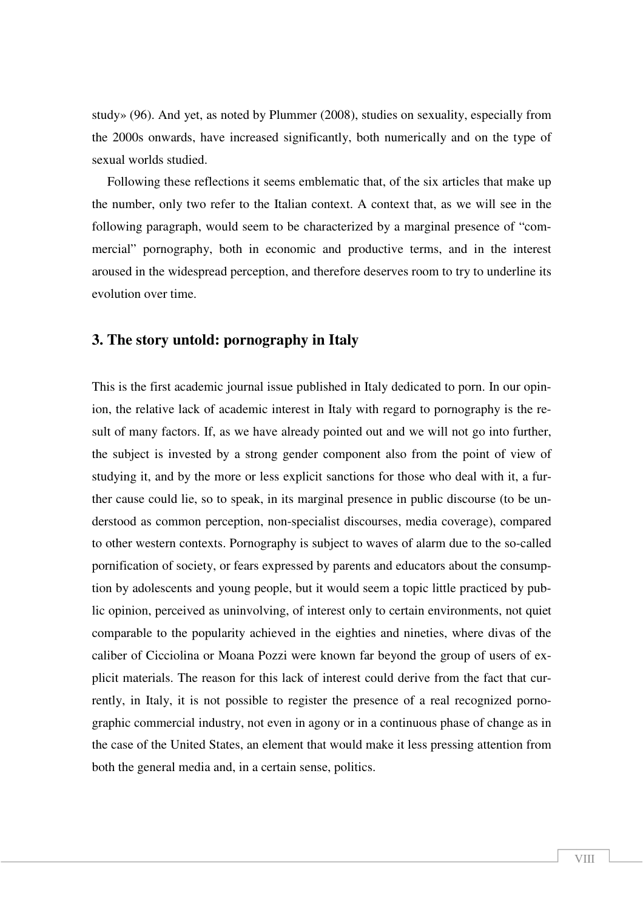study» (96). And yet, as noted by Plummer (2008), studies on sexuality, especially from the 2000s onwards, have increased significantly, both numerically and on the type of sexual worlds studied.

Following these reflections it seems emblematic that, of the six articles that make up the number, only two refer to the Italian context. A context that, as we will see in the following paragraph, would seem to be characterized by a marginal presence of "commercial" pornography, both in economic and productive terms, and in the interest aroused in the widespread perception, and therefore deserves room to try to underline its evolution over time.

## 3. The story untold: pornography in Italy

This is the first academic journal issue published in Italy dedicated to porn. In our opinion, the relative lack of academic interest in Italy with regard to pornography is the result of many factors. If, as we have already pointed out and we will not go into further, the subject is invested by a strong gender component also from the point of view of studying it, and by the more or less explicit sanctions for those who deal with it, a further cause could lie, so to speak, in its marginal presence in public discourse (to be understood as common perception, non-specialist discourses, media coverage), compared to other western contexts. Pornography is subject to waves of alarm due to the so-called pornification of society, or fears expressed by parents and educators about the consumption by adolescents and young people, but it would seem a topic little practiced by public opinion, perceived as uninvolving, of interest only to certain environments, not quiet comparable to the popularity achieved in the eighties and nineties, where divas of the caliber of Cicciolina or Moana Pozzi were known far beyond the group of users of explicit materials. The reason for this lack of interest could derive from the fact that currently, in Italy, it is not possible to register the presence of a real recognized pornographic commercial industry, not even in agony or in a continuous phase of change as in the case of the United States, an element that would make it less pressing attention from both the general media and, in a certain sense, politics.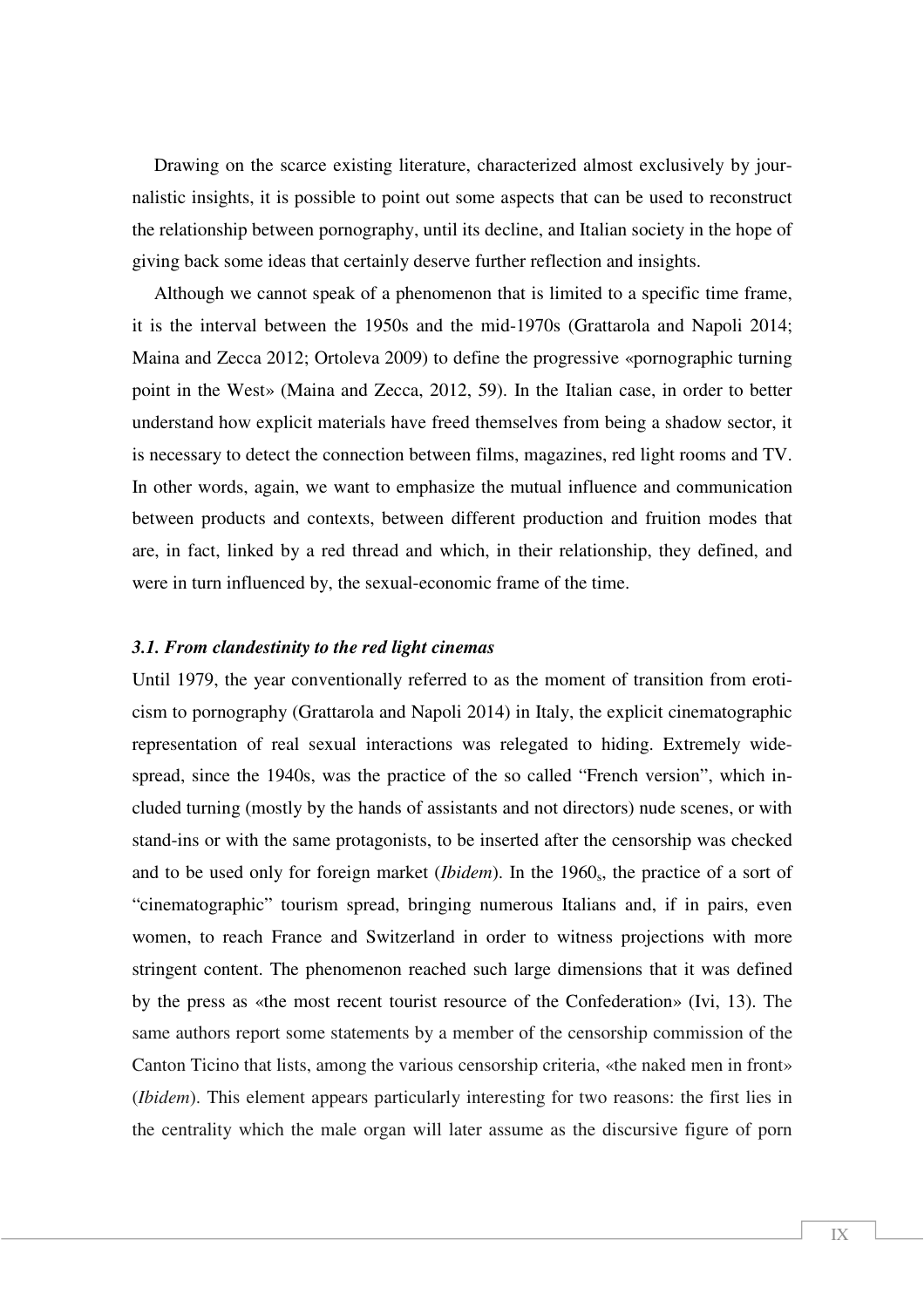Drawing on the scarce existing literature, characterized almost exclusively by journalistic insights, it is possible to point out some aspects that can be used to reconstruct the relationship between pornography, until its decline, and Italian society in the hope of giving back some ideas that certainly deserve further reflection and insights.

Although we cannot speak of a phenomenon that is limited to a specific time frame, it is the interval between the 1950s and the mid-1970s (Grattarola and Napoli 2014; Maina and Zecca 2012; Ortoleva 2009) to define the progressive «pornographic turning point in the West» (Maina and Zecca, 2012, 59). In the Italian case, in order to better understand how explicit materials have freed themselves from being a shadow sector, it is necessary to detect the connection between films, magazines, red light rooms and TV. In other words, again, we want to emphasize the mutual influence and communication between products and contexts, between different production and fruition modes that are, in fact, linked by a red thread and which, in their relationship, they defined, and were in turn influenced by, the sexual-economic frame of the time.

### *3.1. From clandestinity to the red light cinemas*

Until 1979, the year conventionally referred to as the moment of transition from eroticism to pornography (Grattarola and Napoli 2014) in Italy, the explicit cinematographic representation of real sexual interactions was relegated to hiding. Extremely widespread, since the 1940s, was the practice of the so called "French version", which included turning (mostly by the hands of assistants and not directors) nude scenes, or with stand-ins or with the same protagonists, to be inserted after the censorship was checked and to be used only for foreign market (*Ibidem*). In the 1960s, the practice of a sort of "cinematographic" tourism spread, bringing numerous Italians and, if in pairs, even women, to reach France and Switzerland in order to witness projections with more stringent content. The phenomenon reached such large dimensions that it was defined by the press as «the most recent tourist resource of the Confederation» (Ivi, 13). The same authors report some statements by a member of the censorship commission of the Canton Ticino that lists, among the various censorship criteria, «the naked men in front» (*Ibidem*). This element appears particularly interesting for two reasons: the first lies in the centrality which the male organ will later assume as the discursive figure of porn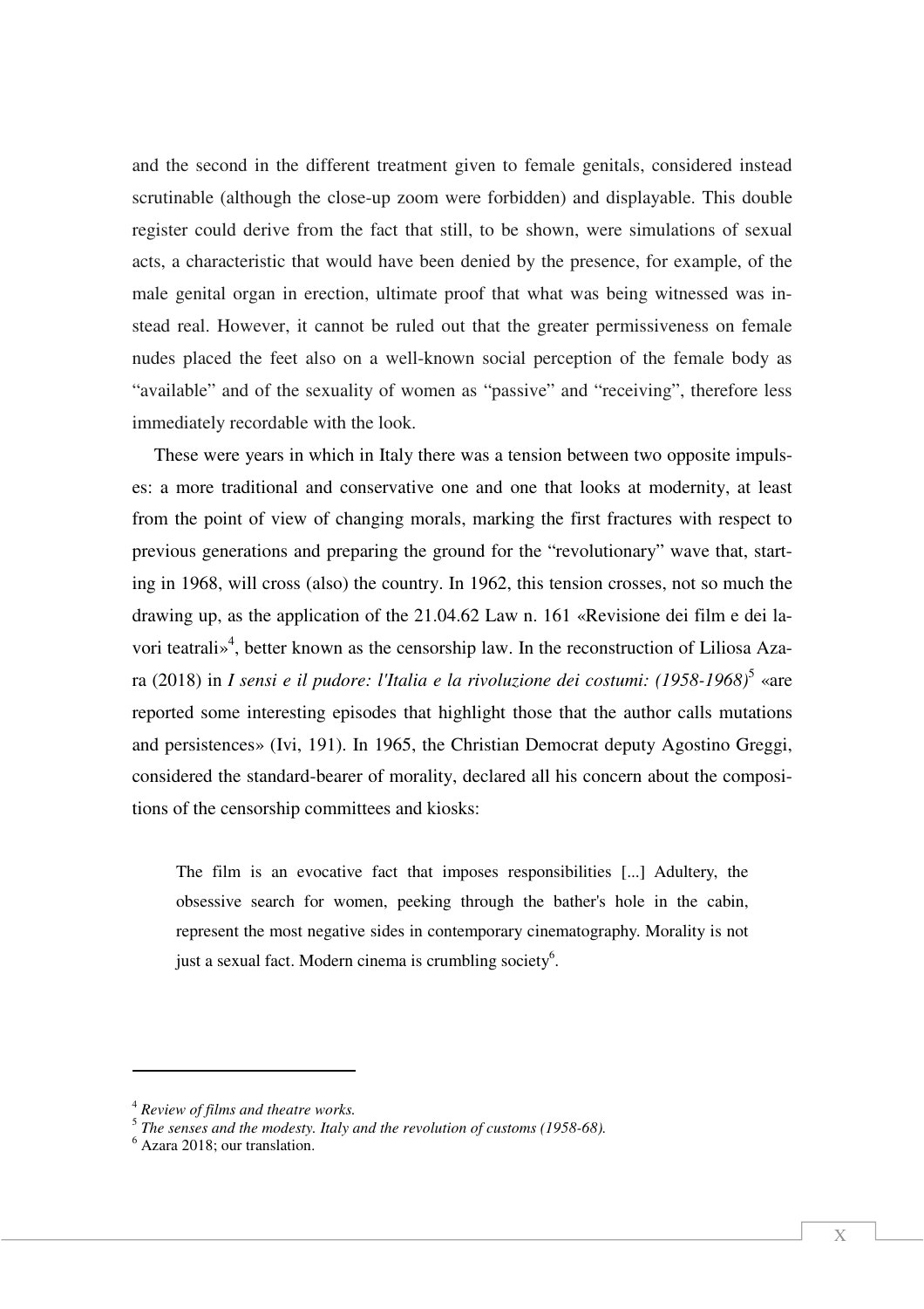and the second in the different treatment given to female genitals, considered instead scrutinable (although the close-up zoom were forbidden) and displayable. This double register could derive from the fact that still, to be shown, were simulations of sexual acts, a characteristic that would have been denied by the presence, for example, of the male genital organ in erection, ultimate proof that what was being witnessed was instead real. However, it cannot be ruled out that the greater permissiveness on female nudes placed the feet also on a well-known social perception of the female body as “available” and of the sexuality of women as “passive” and “receiving”, therefore less immediately recordable with the look.

These were years in which in Italy there was a tension between two opposite impulses: a more traditional and conservative one and one that looks at modernity, at least from the point of view of changing morals, marking the first fractures with respect to previous generations and preparing the ground for the “revolutionary” wave that, starting in 1968, will cross (also) the country. In 1962, this tension crosses, not so much the drawing up, as the application of the 21.04.62 Law n. 161 «Revisione dei film e dei lavori teatrali»[4], better known as the censorship law. In the reconstruction of Liliosa Azara (2018) in *I sensi e il pudore: l'Italia e la rivoluzione dei costumi: (1958-1968)*[5] «are reported some interesting episodes that highlight those that the author calls mutations and persistences» (Ivi, 191). In 1965, the Christian Democrat deputy Agostino Greggi, considered the standard-bearer of morality, declared all his concern about the compositions of the censorship committees and kiosks:

> The film is an evocative fact that imposes responsibilities [...] Adultery, the obsessive search for women, peeking through the bather's hole in the cabin, represent the most negative sides in contemporary cinematography. Morality is not just a sexual fact. Modern cinema is crumbling society[6].

---

[4] *Review of films and theatre works.*

[5] *The senses and the modesty. Italy and the revolution of customs (1958-68).*

[6] Azara 2018; our translation.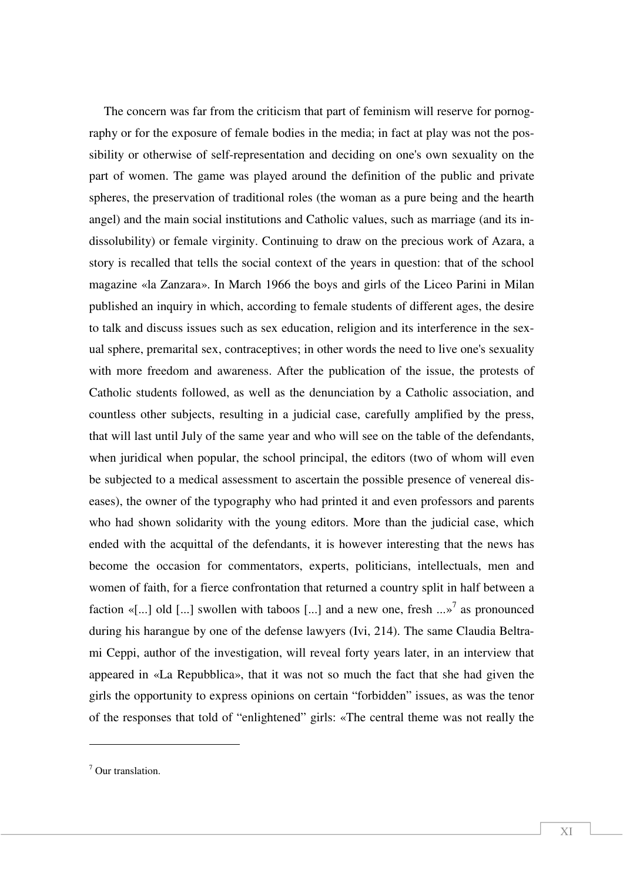The concern was far from the criticism that part of feminism will reserve for pornography or for the exposure of female bodies in the media; in fact at play was not the possibility or otherwise of self-representation and deciding on one's own sexuality on the part of women. The game was played around the definition of the public and private spheres, the preservation of traditional roles (the woman as a pure being and the hearth angel) and the main social institutions and Catholic values, such as marriage (and its indissolubility) or female virginity. Continuing to draw on the precious work of Azara, a story is recalled that tells the social context of the years in question: that of the school magazine «la Zanzara». In March 1966 the boys and girls of the Liceo Parini in Milan published an inquiry in which, according to female students of different ages, the desire to talk and discuss issues such as sex education, religion and its interference in the sexual sphere, premarital sex, contraceptives; in other words the need to live one's sexuality with more freedom and awareness. After the publication of the issue, the protests of Catholic students followed, as well as the denunciation by a Catholic association, and countless other subjects, resulting in a judicial case, carefully amplified by the press, that will last until July of the same year and who will see on the table of the defendants, when juridical when popular, the school principal, the editors (two of whom will even be subjected to a medical assessment to ascertain the possible presence of venereal diseases), the owner of the typography who had printed it and even professors and parents who had shown solidarity with the young editors. More than the judicial case, which ended with the acquittal of the defendants, it is however interesting that the news has become the occasion for commentators, experts, politicians, intellectuals, men and women of faith, for a fierce confrontation that returned a country split in half between a faction «[...] old [...] swollen with taboos [...] and a new one, fresh ...»[7] as pronounced during his harangue by one of the defense lawyers (Ivi, 214). The same Claudia Beltrami Ceppi, author of the investigation, will reveal forty years later, in an interview that appeared in «La Repubblica», that it was not so much the fact that she had given the girls the opportunity to express opinions on certain "forbidden" issues, as was the tenor of the responses that told of "enlightened" girls: «The central theme was not really the

[7] Our translation.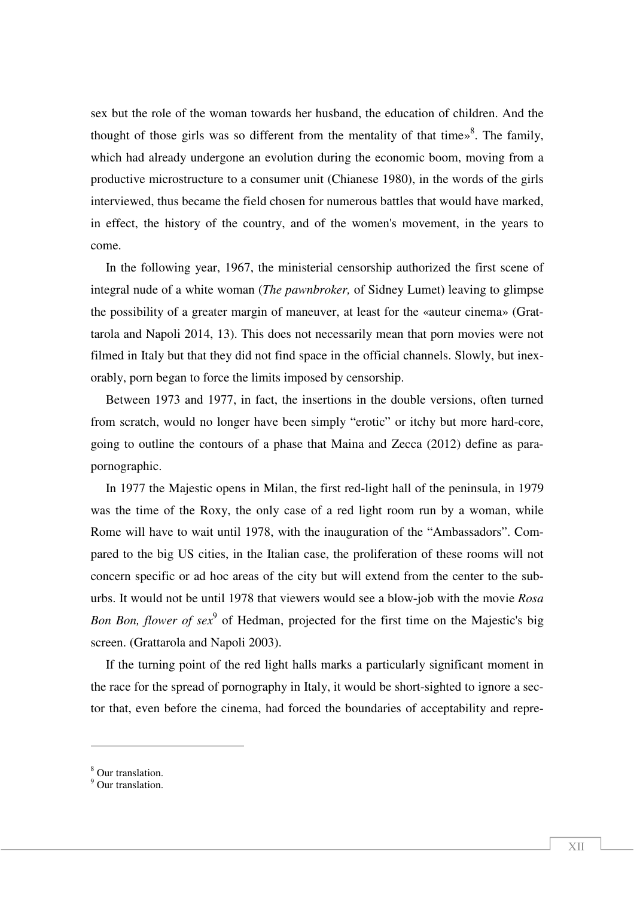sex but the role of the woman towards her husband, the education of children. And the thought of those girls was so different from the mentality of that time»[8]. The family, which had already undergone an evolution during the economic boom, moving from a productive microstructure to a consumer unit (Chianese 1980), in the words of the girls interviewed, thus became the field chosen for numerous battles that would have marked, in effect, the history of the country, and of the women's movement, in the years to come.

In the following year, 1967, the ministerial censorship authorized the first scene of integral nude of a white woman (*The pawnbroker,* of Sidney Lumet) leaving to glimpse the possibility of a greater margin of maneuver, at least for the «auteur cinema» (Grattarola and Napoli 2014, 13). This does not necessarily mean that porn movies were not filmed in Italy but that they did not find space in the official channels. Slowly, but inexorably, porn began to force the limits imposed by censorship.

Between 1973 and 1977, in fact, the insertions in the double versions, often turned from scratch, would no longer have been simply "erotic" or itchy but more hard-core, going to outline the contours of a phase that Maina and Zecca (2012) define as para-pornographic.

In 1977 the Majestic opens in Milan, the first red-light hall of the peninsula, in 1979 was the time of the Roxy, the only case of a red light room run by a woman, while Rome will have to wait until 1978, with the inauguration of the "Ambassadors". Compared to the big US cities, in the Italian case, the proliferation of these rooms will not concern specific or ad hoc areas of the city but will extend from the center to the suburbs. It would not be until 1978 that viewers would see a blow-job with the movie *Rosa Bon Bon, flower of sex*[9] of Hedman, projected for the first time on the Majestic's big screen. (Grattarola and Napoli 2003).

If the turning point of the red light halls marks a particularly significant moment in the race for the spread of pornography in Italy, it would be short-sighted to ignore a sector that, even before the cinema, had forced the boundaries of acceptability and repre-

---

[8] Our translation.

[9] Our translation.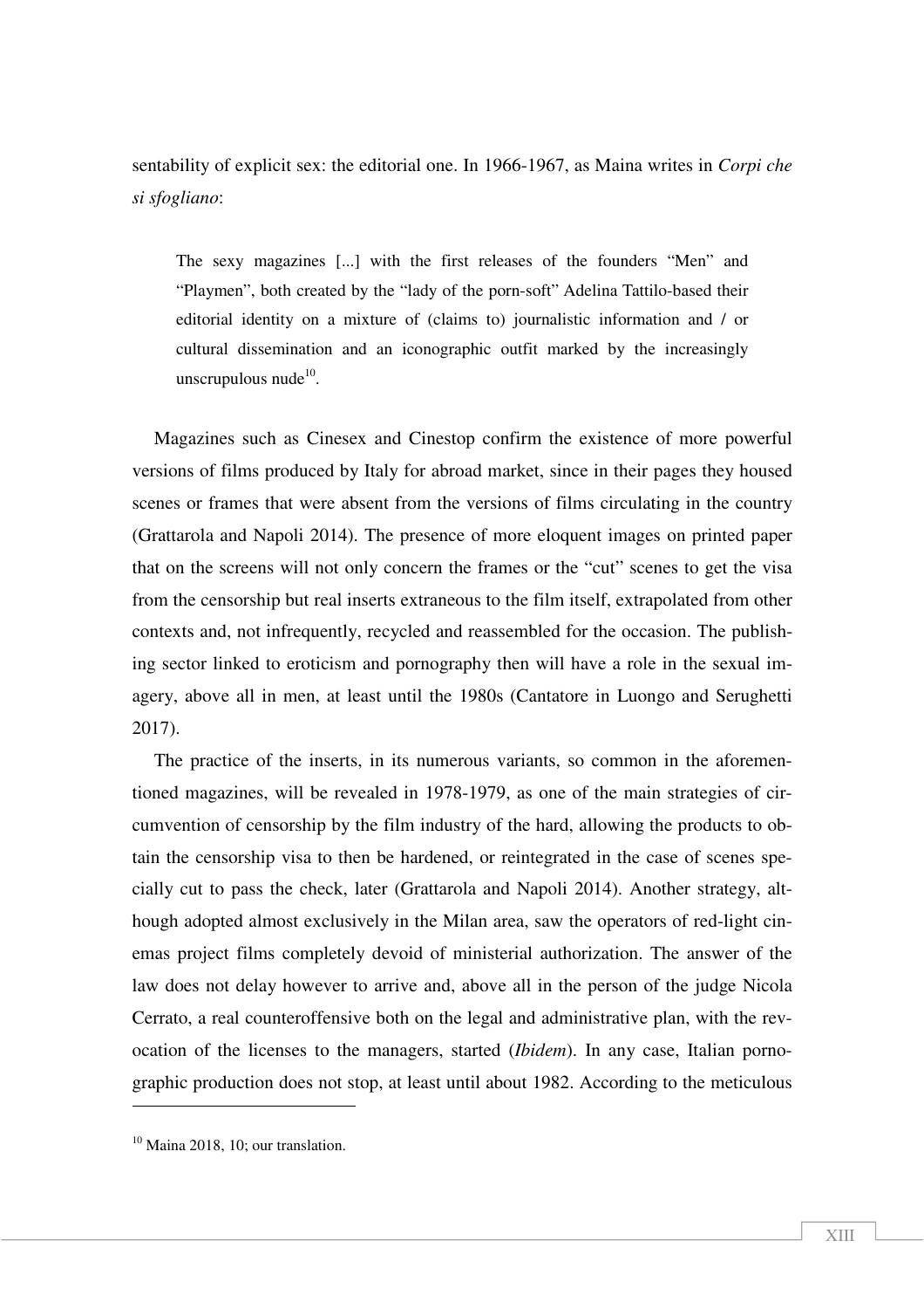sentability of explicit sex: the editorial one. In 1966-1967, as Maina writes in *Corpi che si sfogliano*:

> The sexy magazines [...] with the first releases of the founders "Men" and "Playmen", both created by the "lady of the porn-soft" Adelina Tattilo-based their editorial identity on a mixture of (claims to) journalistic information and / or cultural dissemination and an iconographic outfit marked by the increasingly unscrupulous nude[10].

Magazines such as Cinesex and Cinestop confirm the existence of more powerful versions of films produced by Italy for abroad market, since in their pages they housed scenes or frames that were absent from the versions of films circulating in the country (Grattarola and Napoli 2014). The presence of more eloquent images on printed paper that on the screens will not only concern the frames or the "cut" scenes to get the visa from the censorship but real inserts extraneous to the film itself, extrapolated from other contexts and, not infrequently, recycled and reassembled for the occasion. The publishing sector linked to eroticism and pornography then will have a role in the sexual imagery, above all in men, at least until the 1980s (Cantatore in Luongo and Serughetti 2017).

The practice of the inserts, in its numerous variants, so common in the aforementioned magazines, will be revealed in 1978-1979, as one of the main strategies of circumvention of censorship by the film industry of the hard, allowing the products to obtain the censorship visa to then be hardened, or reintegrated in the case of scenes specially cut to pass the check, later (Grattarola and Napoli 2014). Another strategy, although adopted almost exclusively in the Milan area, saw the operators of red-light cinemas project films completely devoid of ministerial authorization. The answer of the law does not delay however to arrive and, above all in the person of the judge Nicola Cerrato, a real counteroffensive both on the legal and administrative plan, with the revocation of the licenses to the managers, started (*Ibidem*). In any case, Italian pornographic production does not stop, at least until about 1982. According to the meticulous

---

[10] Maina 2018, 10; our translation.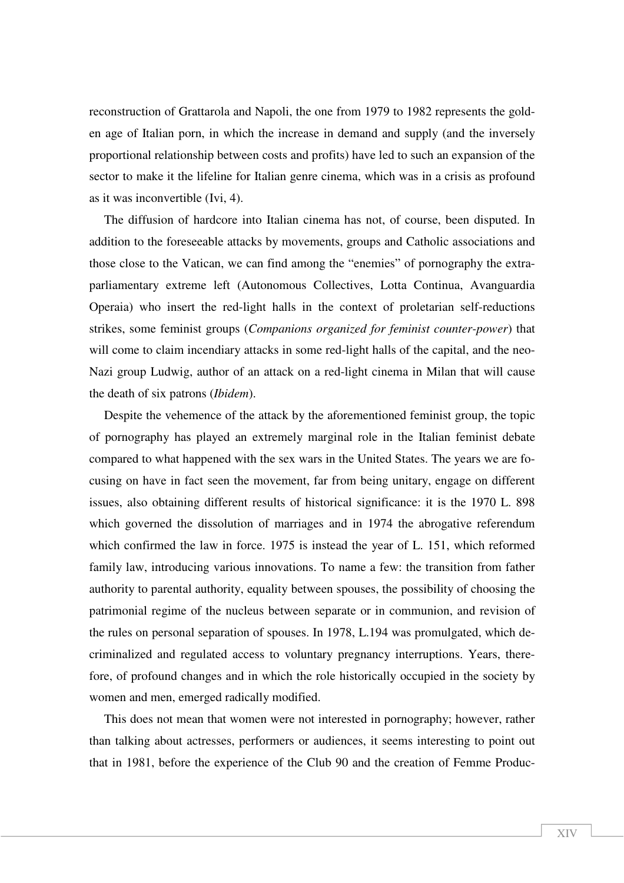reconstruction of Grattarola and Napoli, the one from 1979 to 1982 represents the golden age of Italian porn, in which the increase in demand and supply (and the inversely proportional relationship between costs and profits) have led to such an expansion of the sector to make it the lifeline for Italian genre cinema, which was in a crisis as profound as it was inconvertible (Ivi, 4).

The diffusion of hardcore into Italian cinema has not, of course, been disputed. In addition to the foreseeable attacks by movements, groups and Catholic associations and those close to the Vatican, we can find among the "enemies" of pornography the extra-parliamentary extreme left (Autonomous Collectives, Lotta Continua, Avanguardia Operaia) who insert the red-light halls in the context of proletarian self-reductions strikes, some feminist groups (*Companions organized for feminist counter-power*) that will come to claim incendiary attacks in some red-light halls of the capital, and the neo-Nazi group Ludwig, author of an attack on a red-light cinema in Milan that will cause the death of six patrons (*Ibidem*).

Despite the vehemence of the attack by the aforementioned feminist group, the topic of pornography has played an extremely marginal role in the Italian feminist debate compared to what happened with the sex wars in the United States. The years we are focusing on have in fact seen the movement, far from being unitary, engage on different issues, also obtaining different results of historical significance: it is the 1970 L. 898 which governed the dissolution of marriages and in 1974 the abrogative referendum which confirmed the law in force. 1975 is instead the year of L. 151, which reformed family law, introducing various innovations. To name a few: the transition from father authority to parental authority, equality between spouses, the possibility of choosing the patrimonial regime of the nucleus between separate or in communion, and revision of the rules on personal separation of spouses. In 1978, L.194 was promulgated, which decriminalized and regulated access to voluntary pregnancy interruptions. Years, therefore, of profound changes and in which the role historically occupied in the society by women and men, emerged radically modified.

This does not mean that women were not interested in pornography; however, rather than talking about actresses, performers or audiences, it seems interesting to point out that in 1981, before the experience of the Club 90 and the creation of Femme Produc-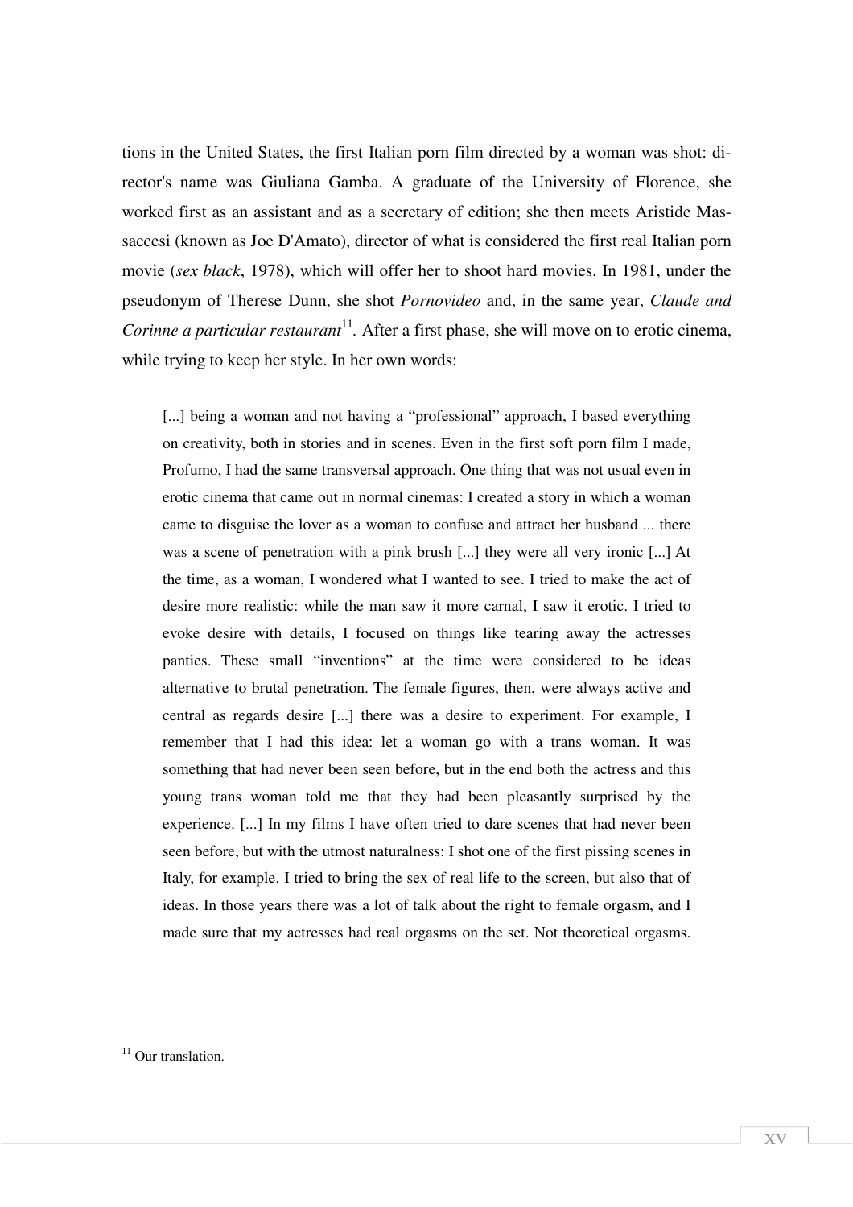tions in the United States, the first Italian porn film directed by a woman was shot: director's name was Giuliana Gamba. A graduate of the University of Florence, she worked first as an assistant and as a secretary of edition; she then meets Aristide Massaccesi (known as Joe D'Amato), director of what is considered the first real Italian porn movie (*sex black*, 1978), which will offer her to shoot hard movies. In 1981, under the pseudonym of Therese Dunn, she shot *Pornovideo* and, in the same year, *Claude and Corinne a particular restaurant*[11]. After a first phase, she will move on to erotic cinema, while trying to keep her style. In her own words:

> [...] being a woman and not having a "professional" approach, I based everything on creativity, both in stories and in scenes. Even in the first soft porn film I made, Profumo, I had the same transversal approach. One thing that was not usual even in erotic cinema that came out in normal cinemas: I created a story in which a woman came to disguise the lover as a woman to confuse and attract her husband ... there was a scene of penetration with a pink brush [...] they were all very ironic [...] At the time, as a woman, I wondered what I wanted to see. I tried to make the act of desire more realistic: while the man saw it more carnal, I saw it erotic. I tried to evoke desire with details, I focused on things like tearing away the actresses panties. These small "inventions" at the time were considered to be ideas alternative to brutal penetration. The female figures, then, were always active and central as regards desire [...] there was a desire to experiment. For example, I remember that I had this idea: let a woman go with a trans woman. It was something that had never been seen before, but in the end both the actress and this young trans woman told me that they had been pleasantly surprised by the experience. [...] In my films I have often tried to dare scenes that had never been seen before, but with the utmost naturalness: I shot one of the first pissing scenes in Italy, for example. I tried to bring the sex of real life to the screen, but also that of ideas. In those years there was a lot of talk about the right to female orgasm, and I made sure that my actresses had real orgasms on the set. Not theoretical orgasms.

[11] Our translation.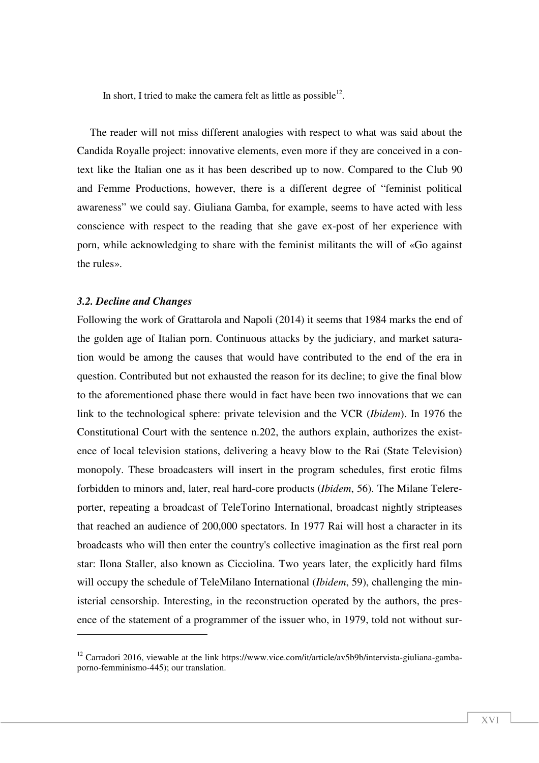In short, I tried to make the camera felt as little as possible[12].

The reader will not miss different analogies with respect to what was said about the Candida Royalle project: innovative elements, even more if they are conceived in a context like the Italian one as it has been described up to now. Compared to the Club 90 and Femme Productions, however, there is a different degree of "feminist political awareness" we could say. Giuliana Gamba, for example, seems to have acted with less conscience with respect to the reading that she gave ex-post of her experience with porn, while acknowledging to share with the feminist militants the will of «Go against the rules».

### *3.2. Decline and Changes*

Following the work of Grattarola and Napoli (2014) it seems that 1984 marks the end of the golden age of Italian porn. Continuous attacks by the judiciary, and market saturation would be among the causes that would have contributed to the end of the era in question. Contributed but not exhausted the reason for its decline; to give the final blow to the aforementioned phase there would in fact have been two innovations that we can link to the technological sphere: private television and the VCR (*Ibidem*). In 1976 the Constitutional Court with the sentence n.202, the authors explain, authorizes the existence of local television stations, delivering a heavy blow to the Rai (State Television) monopoly. These broadcasters will insert in the program schedules, first erotic films forbidden to minors and, later, real hard-core products (*Ibidem*, 56). The Milane Telereporter, repeating a broadcast of TeleTorino International, broadcast nightly stripteases that reached an audience of 200,000 spectators. In 1977 Rai will host a character in its broadcasts who will then enter the country's collective imagination as the first real porn star: Ilona Staller, also known as Cicciolina. Two years later, the explicitly hard films will occupy the schedule of TeleMilano International (*Ibidem*, 59), challenging the ministerial censorship. Interesting, in the reconstruction operated by the authors, the presence of the statement of a programmer of the issuer who, in 1979, told not without sur-

---

[12] Carradori 2016, viewable at the link https://www.vice.com/it/article/av5b9b/intervista-giuliana-gamba-porno-femminismo-445); our translation.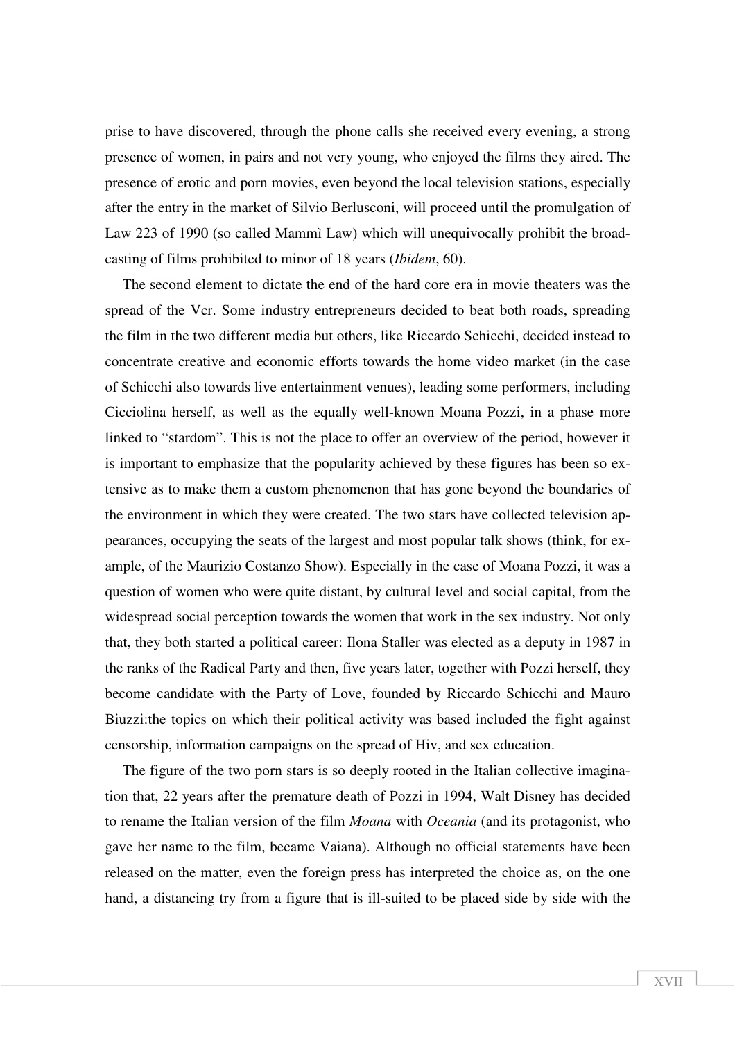prise to have discovered, through the phone calls she received every evening, a strong presence of women, in pairs and not very young, who enjoyed the films they aired. The presence of erotic and porn movies, even beyond the local television stations, especially after the entry in the market of Silvio Berlusconi, will proceed until the promulgation of Law 223 of 1990 (so called Mammì Law) which will unequivocally prohibit the broadcasting of films prohibited to minor of 18 years (*Ibidem*, 60).

The second element to dictate the end of the hard core era in movie theaters was the spread of the Vcr. Some industry entrepreneurs decided to beat both roads, spreading the film in the two different media but others, like Riccardo Schicchi, decided instead to concentrate creative and economic efforts towards the home video market (in the case of Schicchi also towards live entertainment venues), leading some performers, including Cicciolina herself, as well as the equally well-known Moana Pozzi, in a phase more linked to "stardom". This is not the place to offer an overview of the period, however it is important to emphasize that the popularity achieved by these figures has been so extensive as to make them a custom phenomenon that has gone beyond the boundaries of the environment in which they were created. The two stars have collected television appearances, occupying the seats of the largest and most popular talk shows (think, for example, of the Maurizio Costanzo Show). Especially in the case of Moana Pozzi, it was a question of women who were quite distant, by cultural level and social capital, from the widespread social perception towards the women that work in the sex industry. Not only that, they both started a political career: Ilona Staller was elected as a deputy in 1987 in the ranks of the Radical Party and then, five years later, together with Pozzi herself, they become candidate with the Party of Love, founded by Riccardo Schicchi and Mauro Biuzzi:the topics on which their political activity was based included the fight against censorship, information campaigns on the spread of Hiv, and sex education.

The figure of the two porn stars is so deeply rooted in the Italian collective imagination that, 22 years after the premature death of Pozzi in 1994, Walt Disney has decided to rename the Italian version of the film *Moana* with *Oceania* (and its protagonist, who gave her name to the film, became Vaiana). Although no official statements have been released on the matter, even the foreign press has interpreted the choice as, on the one hand, a distancing try from a figure that is ill-suited to be placed side by side with the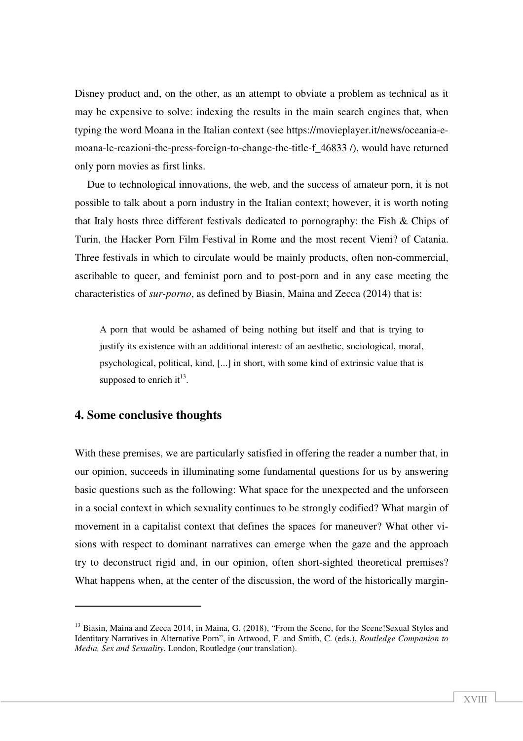Disney product and, on the other, as an attempt to obviate a problem as technical as it may be expensive to solve: indexing the results in the main search engines that, when typing the word Moana in the Italian context (see https://movieplayer.it/news/oceania-e-moana-le-reazioni-the-press-foreign-to-change-the-title-f_46833 /), would have returned only porn movies as first links.

Due to technological innovations, the web, and the success of amateur porn, it is not possible to talk about a porn industry in the Italian context; however, it is worth noting that Italy hosts three different festivals dedicated to pornography: the Fish & Chips of Turin, the Hacker Porn Film Festival in Rome and the most recent Vieni? of Catania. Three festivals in which to circulate would be mainly products, often non-commercial, ascribable to queer, and feminist porn and to post-porn and in any case meeting the characteristics of *sur-porno*, as defined by Biasin, Maina and Zecca (2014) that is:

> A porn that would be ashamed of being nothing but itself and that is trying to justify its existence with an additional interest: of an aesthetic, sociological, moral, psychological, political, kind, [...] in short, with some kind of extrinsic value that is supposed to enrich it[13].

## 4. Some conclusive thoughts

With these premises, we are particularly satisfied in offering the reader a number that, in our opinion, succeeds in illuminating some fundamental questions for us by answering basic questions such as the following: What space for the unexpected and the unforseen in a social context in which sexuality continues to be strongly codified? What margin of movement in a capitalist context that defines the spaces for maneuver? What other visions with respect to dominant narratives can emerge when the gaze and the approach try to deconstruct rigid and, in our opinion, often short-sighted theoretical premises? What happens when, at the center of the discussion, the word of the historically margin-

---

[13] Biasin, Maina and Zecca 2014, in Maina, G. (2018), "From the Scene, for the Scene!Sexual Styles and Identitary Narratives in Alternative Porn", in Attwood, F. and Smith, C. (eds.), *Routledge Companion to Media, Sex and Sexuality*, London, Routledge (our translation).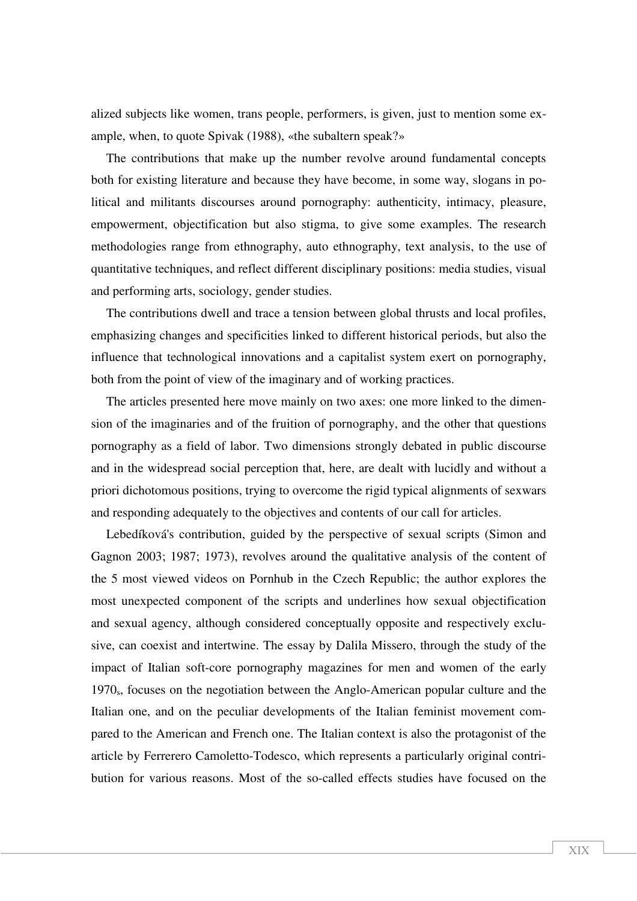alized subjects like women, trans people, performers, is given, just to mention some example, when, to quote Spivak (1988), «the subaltern speak?»

The contributions that make up the number revolve around fundamental concepts both for existing literature and because they have become, in some way, slogans in political and militants discourses around pornography: authenticity, intimacy, pleasure, empowerment, objectification but also stigma, to give some examples. The research methodologies range from ethnography, auto ethnography, text analysis, to the use of quantitative techniques, and reflect different disciplinary positions: media studies, visual and performing arts, sociology, gender studies.

The contributions dwell and trace a tension between global thrusts and local profiles, emphasizing changes and specificities linked to different historical periods, but also the influence that technological innovations and a capitalist system exert on pornography, both from the point of view of the imaginary and of working practices.

The articles presented here move mainly on two axes: one more linked to the dimension of the imaginaries and of the fruition of pornography, and the other that questions pornography as a field of labor. Two dimensions strongly debated in public discourse and in the widespread social perception that, here, are dealt with lucidly and without a priori dichotomous positions, trying to overcome the rigid typical alignments of sexwars and responding adequately to the objectives and contents of our call for articles.

Lebedíková's contribution, guided by the perspective of sexual scripts (Simon and Gagnon 2003; 1987; 1973), revolves around the qualitative analysis of the content of the 5 most viewed videos on Pornhub in the Czech Republic; the author explores the most unexpected component of the scripts and underlines how sexual objectification and sexual agency, although considered conceptually opposite and respectively exclusive, can coexist and intertwine. The essay by Dalila Missero, through the study of the impact of Italian soft-core pornography magazines for men and women of the early 1970s, focuses on the negotiation between the Anglo-American popular culture and the Italian one, and on the peculiar developments of the Italian feminist movement compared to the American and French one. The Italian context is also the protagonist of the article by Ferrerero Camoletto-Todesco, which represents a particularly original contribution for various reasons. Most of the so-called effects studies have focused on the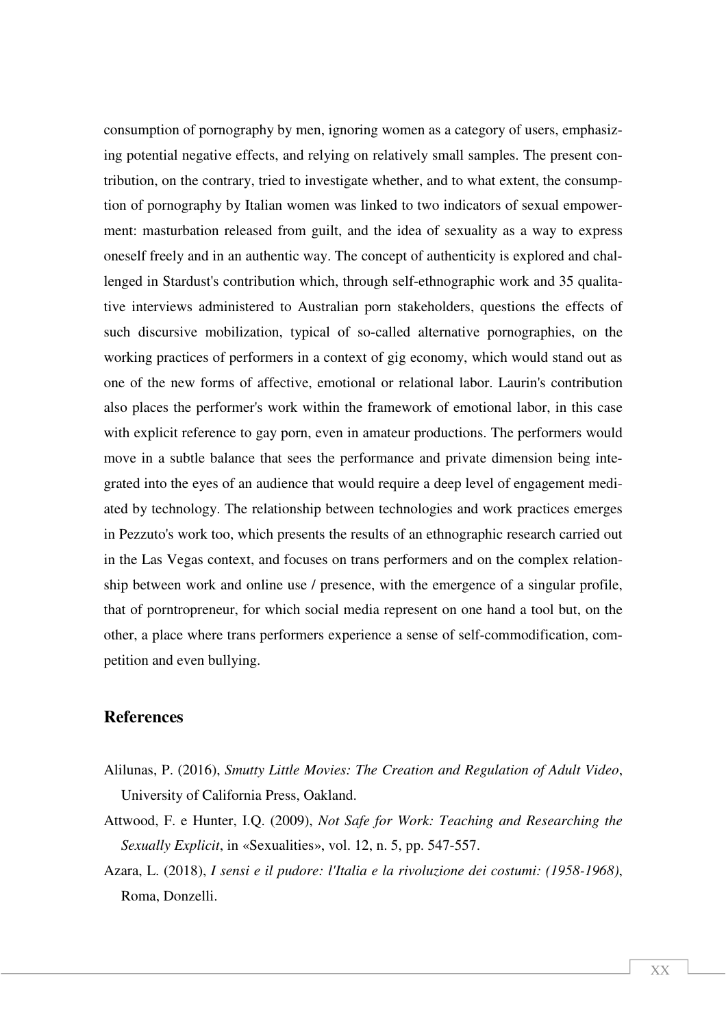consumption of pornography by men, ignoring women as a category of users, emphasizing potential negative effects, and relying on relatively small samples. The present contribution, on the contrary, tried to investigate whether, and to what extent, the consumption of pornography by Italian women was linked to two indicators of sexual empowerment: masturbation released from guilt, and the idea of sexuality as a way to express oneself freely and in an authentic way. The concept of authenticity is explored and challenged in Stardust's contribution which, through self-ethnographic work and 35 qualitative interviews administered to Australian porn stakeholders, questions the effects of such discursive mobilization, typical of so-called alternative pornographies, on the working practices of performers in a context of gig economy, which would stand out as one of the new forms of affective, emotional or relational labor. Laurin's contribution also places the performer's work within the framework of emotional labor, in this case with explicit reference to gay porn, even in amateur productions. The performers would move in a subtle balance that sees the performance and private dimension being integrated into the eyes of an audience that would require a deep level of engagement mediated by technology. The relationship between technologies and work practices emerges in Pezzuto's work too, which presents the results of an ethnographic research carried out in the Las Vegas context, and focuses on trans performers and on the complex relationship between work and online use / presence, with the emergence of a singular profile, that of porntropreneur, for which social media represent on one hand a tool but, on the other, a place where trans performers experience a sense of self-commodification, competition and even bullying.

## References

Alilunas, P. (2016), *Smutty Little Movies: The Creation and Regulation of Adult Video*, University of California Press, Oakland.

Attwood, F. e Hunter, I.Q. (2009), *Not Safe for Work: Teaching and Researching the Sexually Explicit*, in «Sexualities», vol. 12, n. 5, pp. 547-557.

Azara, L. (2018), *I sensi e il pudore: l'Italia e la rivoluzione dei costumi: (1958-1968)*, Roma, Donzelli.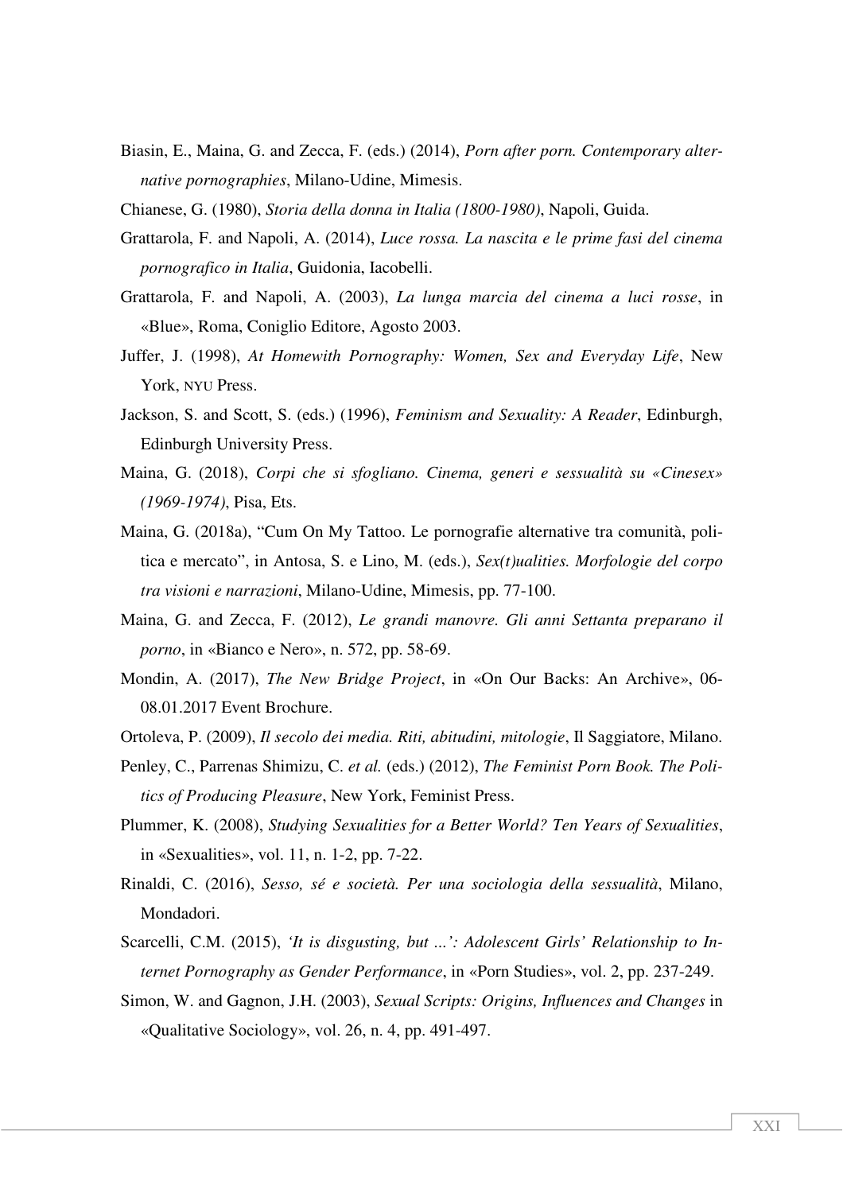Biasin, E., Maina, G. and Zecca, F. (eds.) (2014), *Porn after porn. Contemporary alternative pornographies*, Milano-Udine, Mimesis.

Chianese, G. (1980), *Storia della donna in Italia (1800-1980)*, Napoli, Guida.

Grattarola, F. and Napoli, A. (2014), *Luce rossa. La nascita e le prime fasi del cinema pornografico in Italia*, Guidonia, Iacobelli.

Grattarola, F. and Napoli, A. (2003), *La lunga marcia del cinema a luci rosse*, in «Blue», Roma, Coniglio Editore, Agosto 2003.

Juffer, J. (1998), *At Homewith Pornography: Women, Sex and Everyday Life*, New York, NYU Press.

Jackson, S. and Scott, S. (eds.) (1996), *Feminism and Sexuality: A Reader*, Edinburgh, Edinburgh University Press.

Maina, G. (2018), *Corpi che si sfogliano. Cinema, generi e sessualità su «Cinesex» (1969-1974)*, Pisa, Ets.

Maina, G. (2018a), "Cum On My Tattoo. Le pornografie alternative tra comunità, politica e mercato", in Antosa, S. e Lino, M. (eds.), *Sex(t)ualities. Morfologie del corpo tra visioni e narrazioni*, Milano-Udine, Mimesis, pp. 77-100.

Maina, G. and Zecca, F. (2012), *Le grandi manovre. Gli anni Settanta preparano il porno*, in «Bianco e Nero», n. 572, pp. 58-69.

Mondin, A. (2017), *The New Bridge Project*, in «On Our Backs: An Archive», 06-08.01.2017 Event Brochure.

Ortoleva, P. (2009), *Il secolo dei media. Riti, abitudini, mitologie*, Il Saggiatore, Milano.

Penley, C., Parrenas Shimizu, C. *et al.* (eds.) (2012), *The Feminist Porn Book. The Politics of Producing Pleasure*, New York, Feminist Press.

Plummer, K. (2008), *Studying Sexualities for a Better World? Ten Years of Sexualities*, in «Sexualities», vol. 11, n. 1-2, pp. 7-22.

Rinaldi, C. (2016), *Sesso, sé e società. Per una sociologia della sessualità*, Milano, Mondadori.

Scarcelli, C.M. (2015), *'It is disgusting, but ...': Adolescent Girls' Relationship to Internet Pornography as Gender Performance*, in «Porn Studies», vol. 2, pp. 237-249.

Simon, W. and Gagnon, J.H. (2003), *Sexual Scripts: Origins, Influences and Changes* in «Qualitative Sociology», vol. 26, n. 4, pp. 491-497.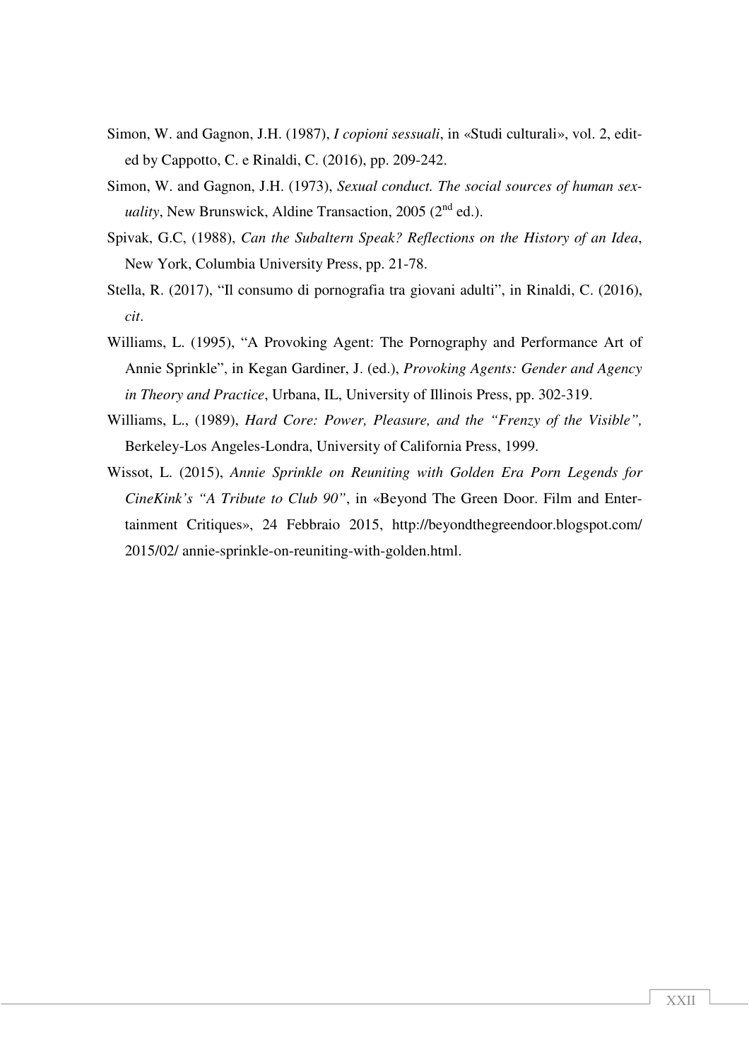Simon, W. and Gagnon, J.H. (1987), *I copioni sessuali*, in «Studi culturali», vol. 2, edited by Cappotto, C. e Rinaldi, C. (2016), pp. 209-242.

Simon, W. and Gagnon, J.H. (1973), *Sexual conduct. The social sources of human sexuality*, New Brunswick, Aldine Transaction, 2005 (2nd ed.).

Spivak, G.C, (1988), *Can the Subaltern Speak? Reflections on the History of an Idea*, New York, Columbia University Press, pp. 21-78.

Stella, R. (2017), "Il consumo di pornografia tra giovani adulti", in Rinaldi, C. (2016), *cit*.

Williams, L. (1995), "A Provoking Agent: The Pornography and Performance Art of Annie Sprinkle", in Kegan Gardiner, J. (ed.), *Provoking Agents: Gender and Agency in Theory and Practice*, Urbana, IL, University of Illinois Press, pp. 302-319.

Williams, L., (1989), *Hard Core: Power, Pleasure, and the "Frenzy of the Visible",* Berkeley-Los Angeles-Londra, University of California Press, 1999.

Wissot, L. (2015), *Annie Sprinkle on Reuniting with Golden Era Porn Legends for CineKink's "A Tribute to Club 90"*, in «Beyond The Green Door. Film and Entertainment Critiques», 24 Febbraio 2015, http://beyondthegreendoor.blogspot.com/2015/02/ annie-sprinkle-on-reuniting-with-golden.html.